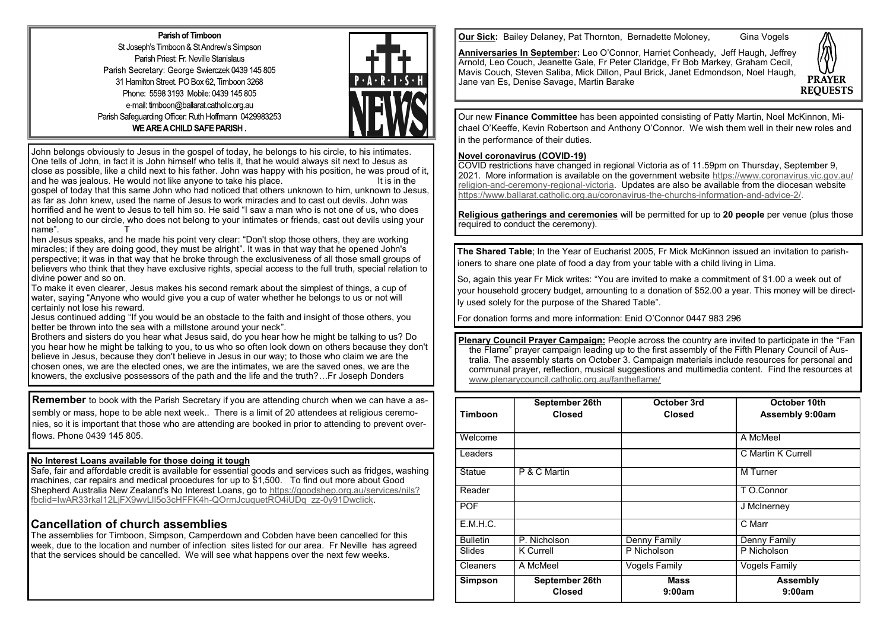**Parish of Timboon**

St Joseph's Timboon & St Andrew's Simpson

Parish Priest: Fr. Neville Stanislaus

Parish Secretary: George Swierczek 0439 145 805

31 Hamilton Street. PO Box 62, Timboon 3268

Phone: 5598 3193 Mobile: 0439 145 805

e-mail: timboon@ballarat.catholic.org.au

Parish Safeguarding Officer: Ruth Hoffmann 0429983253

**WE ARE A CHILD SAFE PARISH .**

PARISH NEWS

John belongs obviously to Jesus in the gospel of today, he belongs to his circle, to his intimates. One tells of John, in fact it is John himself who tells it, that he would always sit next to Jesus as close as possible, like a child next to his father. John was happy with his position, he was proud of it, and he was jealous. He would not like anyone to take his place. It is in the gospel of today that this same John who had noticed that others unknown to him, unknown to Jesus, as far as John knew, used the name of Jesus to work miracles and to cast out devils. John was horrified and he went to Jesus to tell him so. He said "I saw a man who is not one of us, who does not belong to our circle, who does not belong to your intimates or friends, cast out devils using your name". Then Jesus speaks, and he made his point very clear: "Don't stop those others, they are working miracles; if they are doing good, they must be alright". It was in that way that he opened John's perspective; it was in that way that he broke through the exclusiveness of all those small groups of believers who think that they have exclusive rights, special access to the full truth, special relation to divine power and so on.

To make it even clearer, Jesus makes his second remark about the simplest of things, a cup of water, saying "Anyone who would give you a cup of water whether he belongs to us or not will certainly not lose his reward.

Jesus continued adding "If you would be an obstacle to the faith and insight of those others, you better be thrown into the sea with a millstone around your neck".

Brothers and sisters do you hear what Jesus said, do you hear how he might be talking to us? Do you hear how he might be talking to you, to us who so often look down on others because they don't believe in Jesus, because they don't believe in Jesus in our way; to those who claim we are the chosen ones, we are the elected ones, we are the intimates, we are the saved ones, we are the knowers, the exclusive possessors of the path and the life and the truth?…Fr Joseph Donders

**Remember** to book with the Parish Secretary if you are attending church when we can have a assembly or mass, hope to be able next week.. There is a limit of 20 attendees at religious ceremonies, so it is important that those who are attending are booked in prior to attending to prevent overflows. Phone 0439 145 805.

**No Interest Loans available for those doing it tough**

Safe, fair and affordable credit is available for essential goods and services such as fridges, washing machines, car repairs and medical procedures for up to $1,500. To find out more about Good Shepherd Australia New Zealand's No Interest Loans, go to https://goodshep.org.au/services/nils?fbclid=IwAR33rkal12LjFX9wvLlI5o3cHFFK4h-QOrmJcuquetRO4iUDq_zz-0y91Dwclick.

## Cancellation of church assemblies

The assemblies for Timboon, Simpson, Camperdown and Cobden have been cancelled for this week, due to the location and number of infection sites listed for our area. Fr Neville has agreed that the services should be cancelled. We will see what happens over the next few weeks.

**Our Sick:** Bailey Delaney, Pat Thornton, Bernadette Moloney, Gina Vogels

**Anniversaries In September:** Leo O'Connor, Harriet Conheady, Jeff Haugh, Jeffrey Arnold, Leo Couch, Jeanette Gale, Fr Peter Claridge, Fr Bob Markey, Graham Cecil, Mavis Couch, Steven Saliba, Mick Dillon, Paul Brick, Janet Edmondson, Noel Haugh, Jane van Es, Denise Savage, Martin Barake

PRAYER REQUESTS

Our new **Finance Committee** has been appointed consisting of Patty Martin, Noel McKinnon, Michael O'Keeffe, Kevin Robertson and Anthony O'Connor. We wish them well in their new roles and in the performance of their duties.

**Novel coronavirus (COVID-19)**

COVID restrictions have changed in regional Victoria as of 11.59pm on Thursday, September 9, 2021. More information is available on the government website https://www.coronavirus.vic.gov.au/religion-and-ceremony-regional-victoria. Updates are also be available from the diocesan website https://www.ballarat.catholic.org.au/coronavirus-the-churchs-information-and-advice-2/.

**Religious gatherings and ceremonies** will be permitted for up to **20 people** per venue (plus those required to conduct the ceremony).

**The Shared Table**; In the Year of Eucharist 2005, Fr Mick McKinnon issued an invitation to parishioners to share one plate of food a day from your table with a child living in Lima.

So, again this year Fr Mick writes: "You are invited to make a commitment of $1.00 a week out of your household grocery budget, amounting to a donation of $52.00 a year. This money will be directly used solely for the purpose of the Shared Table".

For donation forms and more information: Enid O'Connor 0447 983 296

**Plenary Council Prayer Campaign:** People across the country are invited to participate in the "Fan the Flame" prayer campaign leading up to the first assembly of the Fifth Plenary Council of Australia. The assembly starts on October 3. Campaign materials include resources for personal and communal prayer, reflection, musical suggestions and multimedia content. Find the resources at www.plenarycouncil.catholic.org.au/fantheflame/

| **Timboon** | **September 26th Closed** | **October 3rd Closed** | **October 10th Assembly 9:00am** |
|---|---|---|---|
| Welcome | | | A McMeel |
| Leaders | | | C Martin K Currell |
| Statue | P & C Martin | | M Turner |
| Reader | | | T O.Connor |
| POF | | | J McInerney |
| E.M.H.C. | | | C Marr |
| Bulletin | P. Nicholson | Denny Family | Denny Family |
| Slides | K Currell | P Nicholson | P Nicholson |
| Cleaners | A McMeel | Vogels Family | Vogels Family |
| **Simpson** | **September 26th Closed** | **Mass 9:00am** | **Assembly 9:00am** |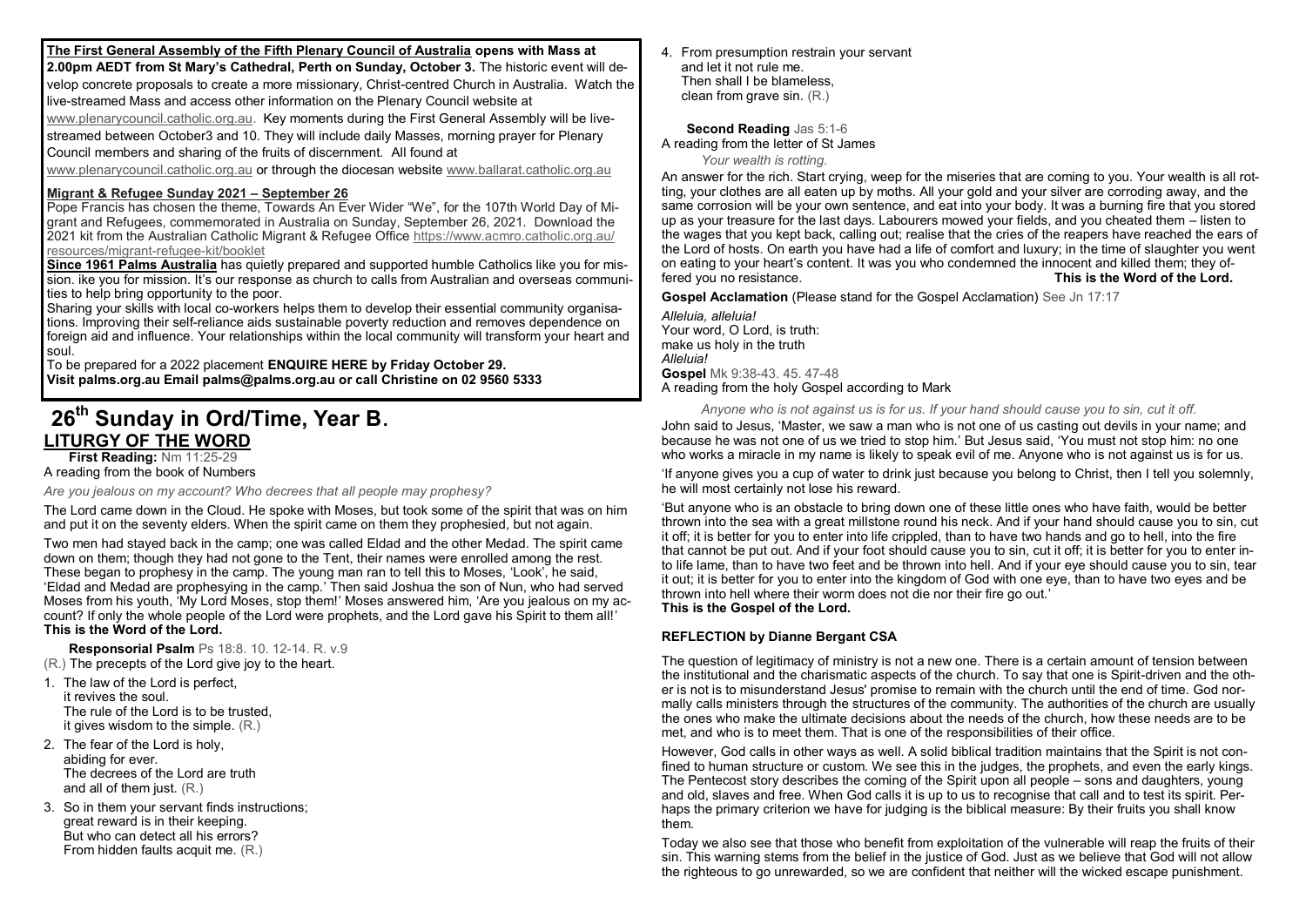**The First General Assembly of the Fifth Plenary Council of Australia opens with Mass at 2.00pm AEDT from St Mary's Cathedral, Perth on Sunday, October 3.** The historic event will develop concrete proposals to create a more missionary, Christ-centred Church in Australia. Watch the live-streamed Mass and access other information on the Plenary Council website at www.plenarycouncil.catholic.org.au. Key moments during the First General Assembly will be live-streamed between October3 and 10. They will include daily Masses, morning prayer for Plenary Council members and sharing of the fruits of discernment. All found at www.plenarycouncil.catholic.org.au or through the diocesan website www.ballarat.catholic.org.au

**Migrant & Refugee Sunday 2021 – September 26**

Pope Francis has chosen the theme, Towards An Ever Wider "We", for the 107th World Day of Migrant and Refugees, commemorated in Australia on Sunday, September 26, 2021. Download the 2021 kit from the Australian Catholic Migrant & Refugee Office https://www.acmro.catholic.org.au/resources/migrant-refugee-kit/booklet

**Since 1961 Palms Australia** has quietly prepared and supported humble Catholics like you for mission. ike you for mission. It's our response as church to calls from Australian and overseas communities to help bring opportunity to the poor.

Sharing your skills with local co-workers helps them to develop their essential community organisations. Improving their self-reliance aids sustainable poverty reduction and removes dependence on foreign aid and influence. Your relationships within the local community will transform your heart and soul.

To be prepared for a 2022 placement **ENQUIRE HERE by Friday October 29.**
**Visit palms.org.au Email palms@palms.org.au or call Christine on 02 9560 5333**

# 26th Sunday in Ord/Time, Year B.

## LITURGY OF THE WORD

**First Reading:** Nm 11:25-29
A reading from the book of Numbers

*Are you jealous on my account? Who decrees that all people may prophesy?*

The Lord came down in the Cloud. He spoke with Moses, but took some of the spirit that was on him and put it on the seventy elders. When the spirit came on them they prophesied, but not again.

Two men had stayed back in the camp; one was called Eldad and the other Medad. The spirit came down on them; though they had not gone to the Tent, their names were enrolled among the rest. These began to prophesy in the camp. The young man ran to tell this to Moses, 'Look', he said, 'Eldad and Medad are prophesying in the camp.' Then said Joshua the son of Nun, who had served Moses from his youth, 'My Lord Moses, stop them!' Moses answered him, 'Are you jealous on my account? If only the whole people of the Lord were prophets, and the Lord gave his Spirit to them all!'
**This is the Word of the Lord.**

**Responsorial Psalm** Ps 18:8. 10. 12-14. R. v.9

(R.) The precepts of the Lord give joy to the heart.

1. The law of the Lord is perfect,
   it revives the soul.
   The rule of the Lord is to be trusted,
   it gives wisdom to the simple. (R.)
2. The fear of the Lord is holy,
   abiding for ever.
   The decrees of the Lord are truth
   and all of them just. (R.)
3. So in them your servant finds instructions;
   great reward is in their keeping.
   But who can detect all his errors?
   From hidden faults acquit me. (R.)
4. From presumption restrain your servant
   and let it not rule me.
   Then shall I be blameless,
   clean from grave sin. (R.)

**Second Reading** Jas 5:1-6
A reading from the letter of St James

*Your wealth is rotting.*

An answer for the rich. Start crying, weep for the miseries that are coming to you. Your wealth is all rotting, your clothes are all eaten up by moths. All your gold and your silver are corroding away, and the same corrosion will be your own sentence, and eat into your body. It was a burning fire that you stored up as your treasure for the last days. Labourers mowed your fields, and you cheated them – listen to the wages that you kept back, calling out; realise that the cries of the reapers have reached the ears of the Lord of hosts. On earth you have had a life of comfort and luxury; in the time of slaughter you went on eating to your heart's content. It was you who condemned the innocent and killed them; they offered you no resistance. **This is the Word of the Lord.**

**Gospel Acclamation** (Please stand for the Gospel Acclamation) See Jn 17:17

*Alleluia, alleluia!*
Your word, O Lord, is truth:
make us holy in the truth
*Alleluia!*

**Gospel** Mk 9:38-43. 45. 47-48
A reading from the holy Gospel according to Mark

*Anyone who is not against us is for us. If your hand should cause you to sin, cut it off.*

John said to Jesus, 'Master, we saw a man who is not one of us casting out devils in your name; and because he was not one of us we tried to stop him.' But Jesus said, 'You must not stop him: no one who works a miracle in my name is likely to speak evil of me. Anyone who is not against us is for us.

'If anyone gives you a cup of water to drink just because you belong to Christ, then I tell you solemnly, he will most certainly not lose his reward.

'But anyone who is an obstacle to bring down one of these little ones who have faith, would be better thrown into the sea with a great millstone round his neck. And if your hand should cause you to sin, cut it off; it is better for you to enter into life crippled, than to have two hands and go to hell, into the fire that cannot be put out. And if your foot should cause you to sin, cut it off; it is better for you to enter into life lame, than to have two feet and be thrown into hell. And if your eye should cause you to sin, tear it out; it is better for you to enter into the kingdom of God with one eye, than to have two eyes and be thrown into hell where their worm does not die nor their fire go out.'
**This is the Gospel of the Lord.**

**REFLECTION by Dianne Bergant CSA**

The question of legitimacy of ministry is not a new one. There is a certain amount of tension between the institutional and the charismatic aspects of the church. To say that one is Spirit-driven and the other is not is to misunderstand Jesus' promise to remain with the church until the end of time. God normally calls ministers through the structures of the community. The authorities of the church are usually the ones who make the ultimate decisions about the needs of the church, how these needs are to be met, and who is to meet them. That is one of the responsibilities of their office.

However, God calls in other ways as well. A solid biblical tradition maintains that the Spirit is not confined to human structure or custom. We see this in the judges, the prophets, and even the early kings. The Pentecost story describes the coming of the Spirit upon all people – sons and daughters, young and old, slaves and free. When God calls it is up to us to recognise that call and to test its spirit. Perhaps the primary criterion we have for judging is the biblical measure: By their fruits you shall know them.

Today we also see that those who benefit from exploitation of the vulnerable will reap the fruits of their sin. This warning stems from the belief in the justice of God. Just as we believe that God will not allow the righteous to go unrewarded, so we are confident that neither will the wicked escape punishment.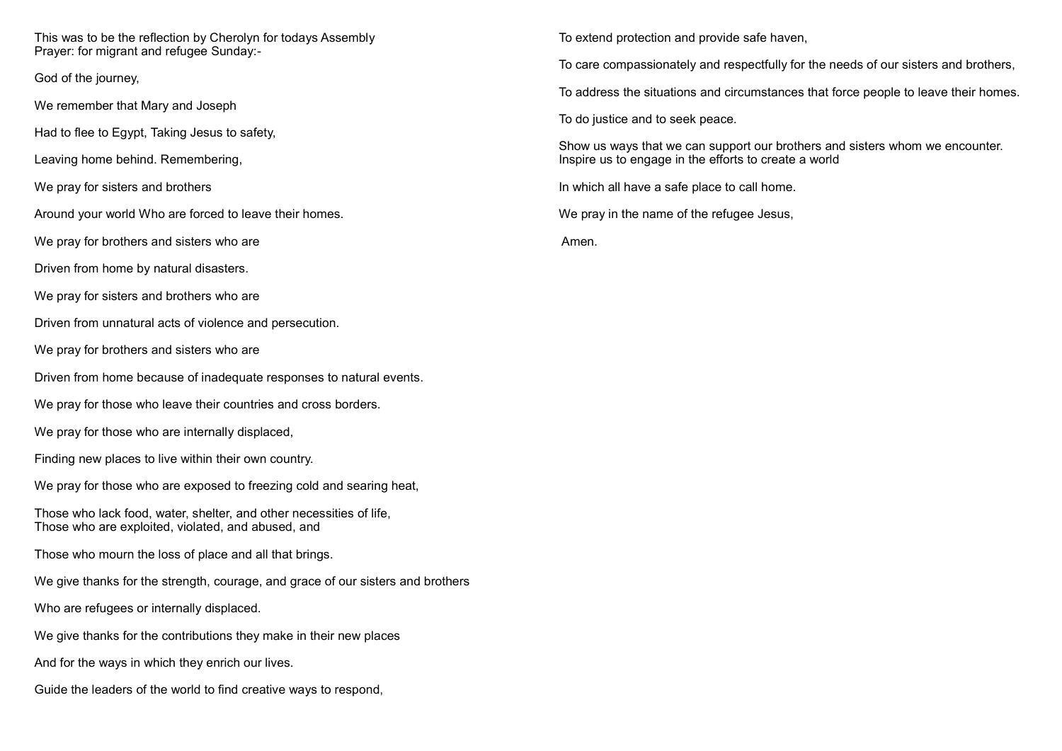This was to be the reflection by Cherolyn for todays Assembly
Prayer: for migrant and refugee Sunday:-

God of the journey,

We remember that Mary and Joseph

Had to flee to Egypt, Taking Jesus to safety,

Leaving home behind. Remembering,

We pray for sisters and brothers

Around your world Who are forced to leave their homes.

We pray for brothers and sisters who are

Driven from home by natural disasters.

We pray for sisters and brothers who are

Driven from unnatural acts of violence and persecution.

We pray for brothers and sisters who are

Driven from home because of inadequate responses to natural events.

We pray for those who leave their countries and cross borders.

We pray for those who are internally displaced,

Finding new places to live within their own country.

We pray for those who are exposed to freezing cold and searing heat,

Those who lack food, water, shelter, and other necessities of life,
Those who are exploited, violated, and abused, and

Those who mourn the loss of place and all that brings.

We give thanks for the strength, courage, and grace of our sisters and brothers

Who are refugees or internally displaced.

We give thanks for the contributions they make in their new places

And for the ways in which they enrich our lives.

Guide the leaders of the world to find creative ways to respond,

To extend protection and provide safe haven,

To care compassionately and respectfully for the needs of our sisters and brothers,

To address the situations and circumstances that force people to leave their homes.

To do justice and to seek peace.

Show us ways that we can support our brothers and sisters whom we encounter.
Inspire us to engage in the efforts to create a world

In which all have a safe place to call home.

We pray in the name of the refugee Jesus,

Amen.